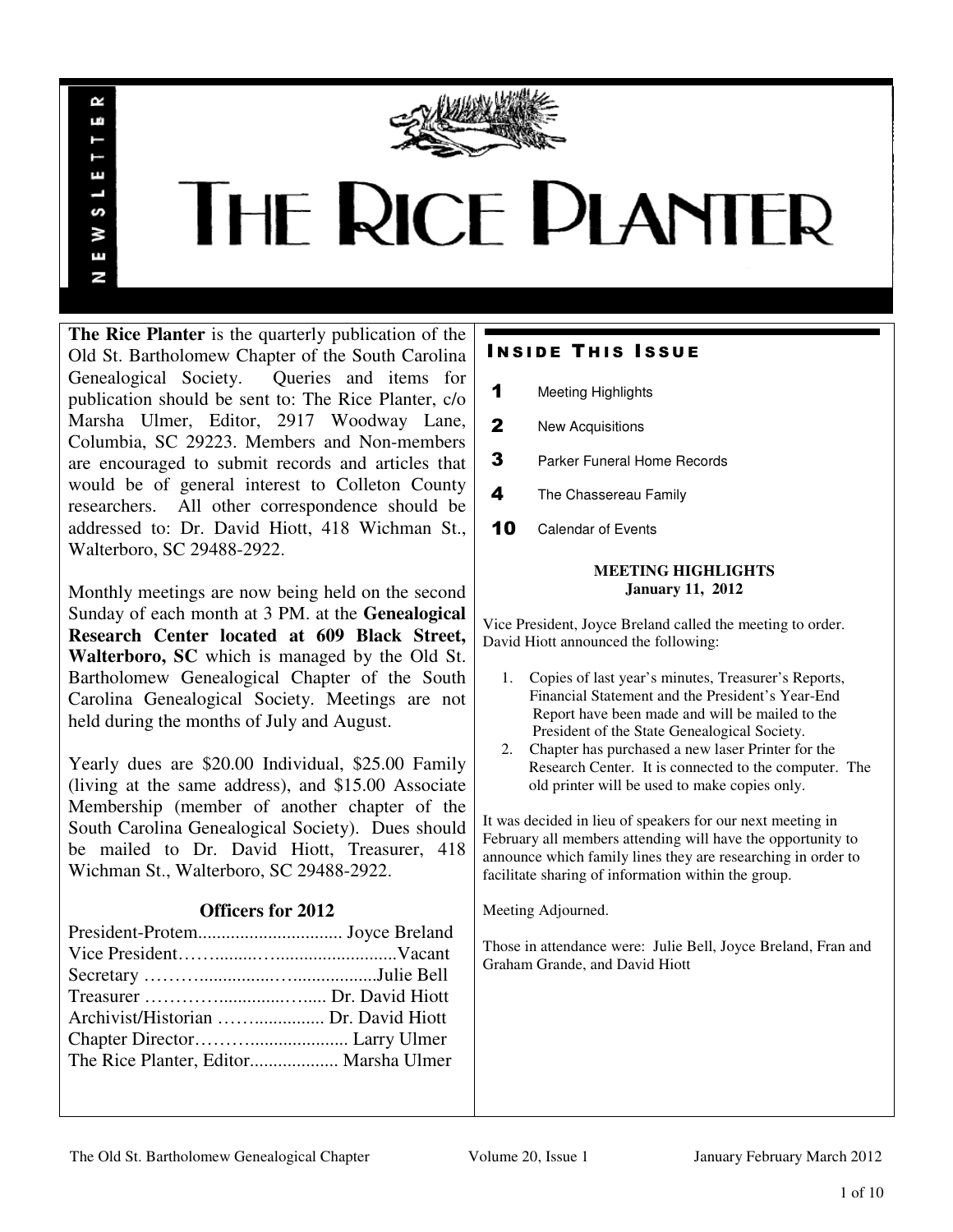# THE RICE PLANTER

NEWSLETTER

**The Rice Planter** is the quarterly publication of the Old St. Bartholomew Chapter of the South Carolina Genealogical Society. Queries and items for publication should be sent to: The Rice Planter, c/o Marsha Ulmer, Editor, 2917 Woodway Lane, Columbia, SC 29223. Members and Non-members are encouraged to submit records and articles that would be of general interest to Colleton County researchers. All other correspondence should be addressed to: Dr. David Hiott, 418 Wichman St., Walterboro, SC 29488-2922.

Monthly meetings are now being held on the second Sunday of each month at 3 PM. at the **Genealogical Research Center located at 609 Black Street, Walterboro, SC** which is managed by the Old St. Bartholomew Genealogical Chapter of the South Carolina Genealogical Society. Meetings are not held during the months of July and August.

Yearly dues are $20.00 Individual, $25.00 Family (living at the same address), and $15.00 Associate Membership (member of another chapter of the South Carolina Genealogical Society). Dues should be mailed to Dr. David Hiott, Treasurer, 418 Wichman St., Walterboro, SC 29488-2922.

### Officers for 2012

President-Protem............................... Joyce Breland
Vice President……........…........................Vacant
Secretary ………..................…..................Julie Bell
Treasurer …………..............…..... Dr. David Hiott
Archivist/Historian …….............. Dr. David Hiott
Chapter Director………..................... Larry Ulmer
The Rice Planter, Editor................... Marsha Ulmer

## INSIDE THIS ISSUE

| | |
|---|---|
| 1 | Meeting Highlights |
| 2 | New Acquisitions |
| 3 | Parker Funeral Home Records |
| 4 | The Chassereau Family |
| 10 | Calendar of Events |

### MEETING HIGHLIGHTS
**January 11, 2012**

Vice President, Joyce Breland called the meeting to order. David Hiott announced the following:

1. Copies of last year's minutes, Treasurer's Reports, Financial Statement and the President's Year-End Report have been made and will be mailed to the President of the State Genealogical Society.
2. Chapter has purchased a new laser Printer for the Research Center. It is connected to the computer. The old printer will be used to make copies only.

It was decided in lieu of speakers for our next meeting in February all members attending will have the opportunity to announce which family lines they are researching in order to facilitate sharing of information within the group.

Meeting Adjourned.

Those in attendance were: Julie Bell, Joyce Breland, Fran and Graham Grande, and David Hiott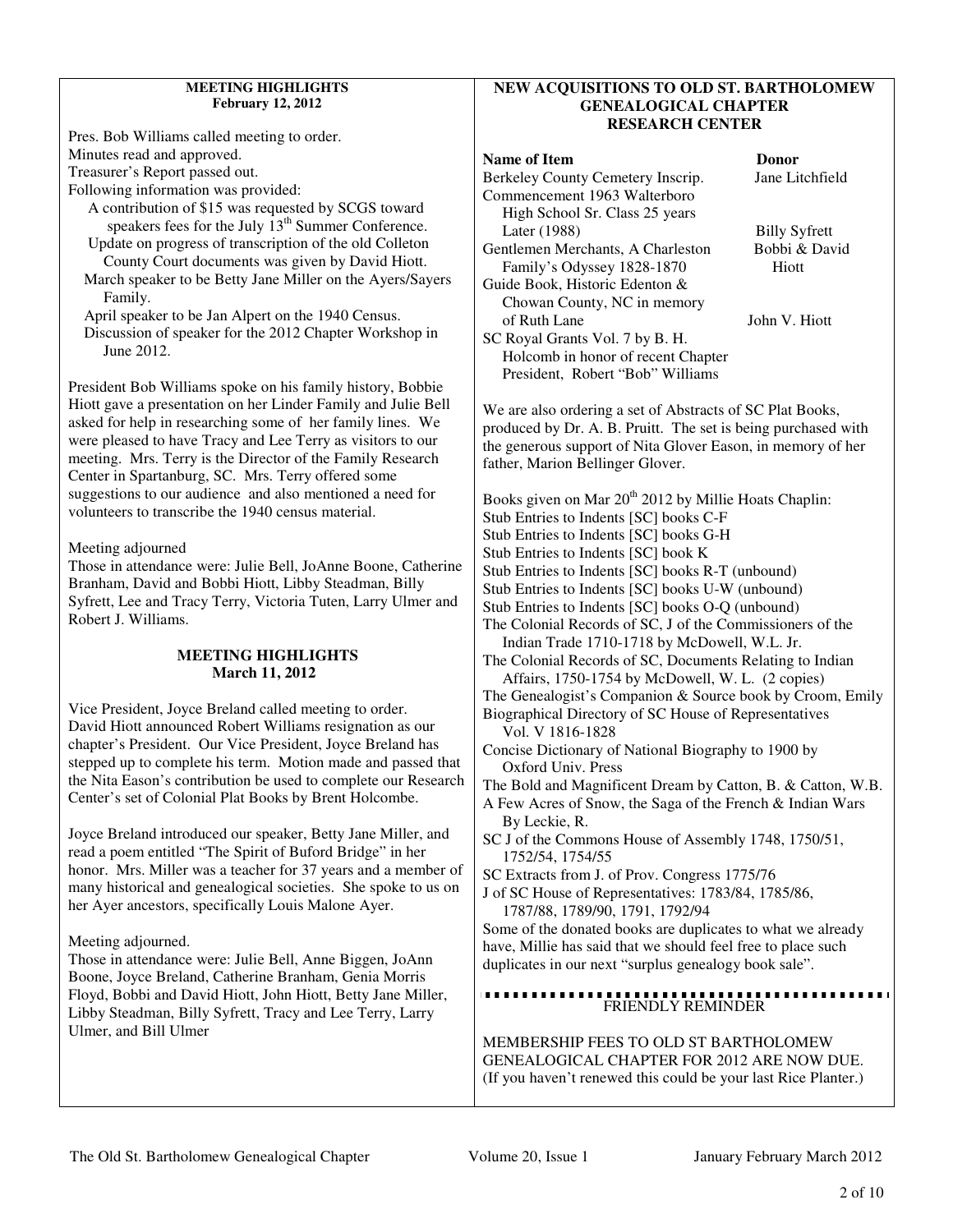## MEETING HIGHLIGHTS
**February 12, 2012**

Pres. Bob Williams called meeting to order.
Minutes read and approved.
Treasurer's Report passed out.
Following information was provided:

- A contribution of $15 was requested by SCGS toward speakers fees for the July 13th Summer Conference.
- Update on progress of transcription of the old Colleton County Court documents was given by David Hiott.
- March speaker to be Betty Jane Miller on the Ayers/Sayers Family.
- April speaker to be Jan Alpert on the 1940 Census.
- Discussion of speaker for the 2012 Chapter Workshop in June 2012.

President Bob Williams spoke on his family history, Bobbie Hiott gave a presentation on her Linder Family and Julie Bell asked for help in researching some of her family lines. We were pleased to have Tracy and Lee Terry as visitors to our meeting. Mrs. Terry is the Director of the Family Research Center in Spartanburg, SC. Mrs. Terry offered some suggestions to our audience and also mentioned a need for volunteers to transcribe the 1940 census material.

Meeting adjourned
Those in attendance were: Julie Bell, JoAnne Boone, Catherine Branham, David and Bobbi Hiott, Libby Steadman, Billy Syfrett, Lee and Tracy Terry, Victoria Tuten, Larry Ulmer and Robert J. Williams.

## MEETING HIGHLIGHTS
**March 11, 2012**

Vice President, Joyce Breland called meeting to order.
David Hiott announced Robert Williams resignation as our chapter's President. Our Vice President, Joyce Breland has stepped up to complete his term. Motion made and passed that the Nita Eason's contribution be used to complete our Research Center's set of Colonial Plat Books by Brent Holcombe.

Joyce Breland introduced our speaker, Betty Jane Miller, and read a poem entitled "The Spirit of Buford Bridge" in her honor. Mrs. Miller was a teacher for 37 years and a member of many historical and genealogical societies. She spoke to us on her Ayer ancestors, specifically Louis Malone Ayer.

Meeting adjourned.
Those in attendance were: Julie Bell, Anne Biggen, JoAnn Boone, Joyce Breland, Catherine Branham, Genia Morris Floyd, Bobbi and David Hiott, John Hiott, Betty Jane Miller, Libby Steadman, Billy Syfrett, Tracy and Lee Terry, Larry Ulmer, and Bill Ulmer

## NEW ACQUISITIONS TO OLD ST. BARTHOLOMEW GENEALOGICAL CHAPTER RESEARCH CENTER

| Name of Item | Donor |
|---|---|
| Berkeley County Cemetery Inscrip. | Jane Litchfield |
| Commencement 1963 Walterboro High School Sr. Class 25 years Later (1988) | Billy Syfrett |
| Gentlemen Merchants, A Charleston Family's Odyssey 1828-1870 | Bobbi & David Hiott |
| Guide Book, Historic Edenton & Chowan County, NC in memory of Ruth Lane | John V. Hiott |
| SC Royal Grants Vol. 7 by B. H. Holcomb in honor of recent Chapter President, Robert "Bob" Williams | |

We are also ordering a set of Abstracts of SC Plat Books, produced by Dr. A. B. Pruitt. The set is being purchased with the generous support of Nita Glover Eason, in memory of her father, Marion Bellinger Glover.

Books given on Mar 20th 2012 by Millie Hoats Chaplin:

- Stub Entries to Indents [SC] books C-F
- Stub Entries to Indents [SC] books G-H
- Stub Entries to Indents [SC] book K
- Stub Entries to Indents [SC] books R-T (unbound)
- Stub Entries to Indents [SC] books U-W (unbound)
- Stub Entries to Indents [SC] books O-Q (unbound)
- The Colonial Records of SC, J of the Commissioners of the Indian Trade 1710-1718 by McDowell, W.L. Jr.
- The Colonial Records of SC, Documents Relating to Indian Affairs, 1750-1754 by McDowell, W. L. (2 copies)
- The Genealogist's Companion & Source book by Croom, Emily
- Biographical Directory of SC House of Representatives Vol. V 1816-1828
- Concise Dictionary of National Biography to 1900 by Oxford Univ. Press
- The Bold and Magnificent Dream by Catton, B. & Catton, W.B.
- A Few Acres of Snow, the Saga of the French & Indian Wars By Leckie, R.
- SC J of the Commons House of Assembly 1748, 1750/51, 1752/54, 1754/55
- SC Extracts from J. of Prov. Congress 1775/76
- J of SC House of Representatives: 1783/84, 1785/86, 1787/88, 1789/90, 1791, 1792/94

Some of the donated books are duplicates to what we already have, Millie has said that we should feel free to place such duplicates in our next "surplus genealogy book sale".

## FRIENDLY REMINDER

MEMBERSHIP FEES TO OLD ST BARTHOLOMEW GENEALOGICAL CHAPTER FOR 2012 ARE NOW DUE. (If you haven't renewed this could be your last Rice Planter.)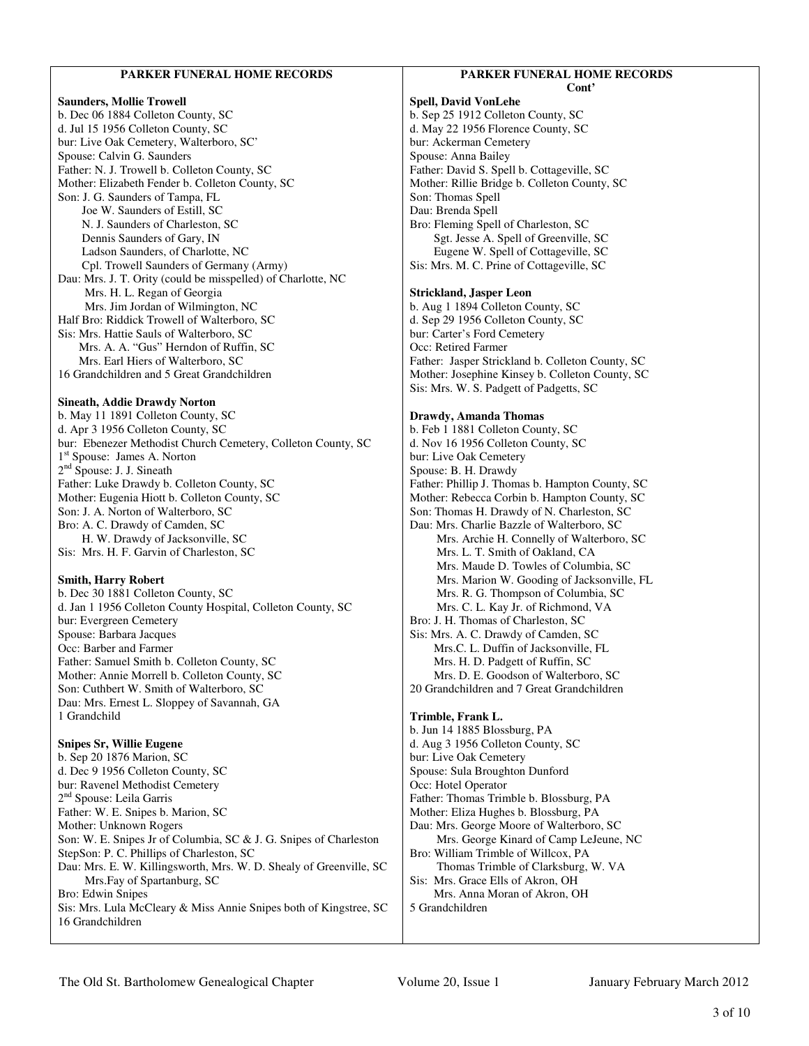## PARKER FUNERAL HOME RECORDS

**Saunders, Mollie Trowell**
b. Dec 06 1884 Colleton County, SC
d. Jul 15 1956 Colleton County, SC
bur: Live Oak Cemetery, Walterboro, SC'
Spouse: Calvin G. Saunders
Father: N. J. Trowell b. Colleton County, SC
Mother: Elizabeth Fender b. Colleton County, SC
Son: J. G. Saunders of Tampa, FL
  Joe W. Saunders of Estill, SC
  N. J. Saunders of Charleston, SC
  Dennis Saunders of Gary, IN
  Ladson Saunders, of Charlotte, NC
  Cpl. Trowell Saunders of Germany (Army)
Dau: Mrs. J. T. Ority (could be misspelled) of Charlotte, NC
  Mrs. H. L. Regan of Georgia
  Mrs. Jim Jordan of Wilmington, NC
Half Bro: Riddick Trowell of Walterboro, SC
Sis: Mrs. Hattie Sauls of Walterboro, SC
  Mrs. A. A. "Gus" Herndon of Ruffin, SC
  Mrs. Earl Hiers of Walterboro, SC
16 Grandchildren and 5 Great Grandchildren

**Sineath, Addie Drawdy Norton**
b. May 11 1891 Colleton County, SC
d. Apr 3 1956 Colleton County, SC
bur: Ebenezer Methodist Church Cemetery, Colleton County, SC
1st Spouse: James A. Norton
2nd Spouse: J. J. Sineath
Father: Luke Drawdy b. Colleton County, SC
Mother: Eugenia Hiott b. Colleton County, SC
Son: J. A. Norton of Walterboro, SC
Bro: A. C. Drawdy of Camden, SC
  H. W. Drawdy of Jacksonville, SC
Sis: Mrs. H. F. Garvin of Charleston, SC

**Smith, Harry Robert**
b. Dec 30 1881 Colleton County, SC
d. Jan 1 1956 Colleton County Hospital, Colleton County, SC
bur: Evergreen Cemetery
Spouse: Barbara Jacques
Occ: Barber and Farmer
Father: Samuel Smith b. Colleton County, SC
Mother: Annie Morrell b. Colleton County, SC
Son: Cuthbert W. Smith of Walterboro, SC
Dau: Mrs. Ernest L. Sloppey of Savannah, GA
1 Grandchild

**Snipes Sr, Willie Eugene**
b. Sep 20 1876 Marion, SC
d. Dec 9 1956 Colleton County, SC
bur: Ravenel Methodist Cemetery
2nd Spouse: Leila Garris
Father: W. E. Snipes b. Marion, SC
Mother: Unknown Rogers
Son: W. E. Snipes Jr of Columbia, SC & J. G. Snipes of Charleston
StepSon: P. C. Phillips of Charleston, SC
Dau: Mrs. E. W. Killingsworth, Mrs. W. D. Shealy of Greenville, SC
  Mrs.Fay of Spartanburg, SC
Bro: Edwin Snipes
Sis: Mrs. Lula McCleary & Miss Annie Snipes both of Kingstree, SC
16 Grandchildren

## PARKER FUNERAL HOME RECORDS Cont'

**Spell, David VonLehe**
b. Sep 25 1912 Colleton County, SC
d. May 22 1956 Florence County, SC
bur: Ackerman Cemetery
Spouse: Anna Bailey
Father: David S. Spell b. Cottageville, SC
Mother: Rillie Bridge b. Colleton County, SC
Son: Thomas Spell
Dau: Brenda Spell
Bro: Fleming Spell of Charleston, SC
  Sgt. Jesse A. Spell of Greenville, SC
  Eugene W. Spell of Cottageville, SC
Sis: Mrs. M. C. Prine of Cottageville, SC

**Strickland, Jasper Leon**
b. Aug 1 1894 Colleton County, SC
d. Sep 29 1956 Colleton County, SC
bur: Carter's Ford Cemetery
Occ: Retired Farmer
Father: Jasper Strickland b. Colleton County, SC
Mother: Josephine Kinsey b. Colleton County, SC
Sis: Mrs. W. S. Padgett of Padgetts, SC

**Drawdy, Amanda Thomas**
b. Feb 1 1881 Colleton County, SC
d. Nov 16 1956 Colleton County, SC
bur: Live Oak Cemetery
Spouse: B. H. Drawdy
Father: Phillip J. Thomas b. Hampton County, SC
Mother: Rebecca Corbin b. Hampton County, SC
Son: Thomas H. Drawdy of N. Charleston, SC
Dau: Mrs. Charlie Bazzle of Walterboro, SC
  Mrs. Archie H. Connelly of Walterboro, SC
  Mrs. L. T. Smith of Oakland, CA
  Mrs. Maude D. Towles of Columbia, SC
  Mrs. Marion W. Gooding of Jacksonville, FL
  Mrs. R. G. Thompson of Columbia, SC
  Mrs. C. L. Kay Jr. of Richmond, VA
Bro: J. H. Thomas of Charleston, SC
Sis: Mrs. A. C. Drawdy of Camden, SC
  Mrs.C. L. Duffin of Jacksonville, FL
  Mrs. H. D. Padgett of Ruffin, SC
  Mrs. D. E. Goodson of Walterboro, SC
20 Grandchildren and 7 Great Grandchildren

**Trimble, Frank L.**
b. Jun 14 1885 Blossburg, PA
d. Aug 3 1956 Colleton County, SC
bur: Live Oak Cemetery
Spouse: Sula Broughton Dunford
Occ: Hotel Operator
Father: Thomas Trimble b. Blossburg, PA
Mother: Eliza Hughes b. Blossburg, PA
Dau: Mrs. George Moore of Walterboro, SC
  Mrs. George Kinard of Camp LeJeune, NC
Bro: William Trimble of Willcox, PA
  Thomas Trimble of Clarksburg, W. VA
Sis: Mrs. Grace Ells of Akron, OH
  Mrs. Anna Moran of Akron, OH
5 Grandchildren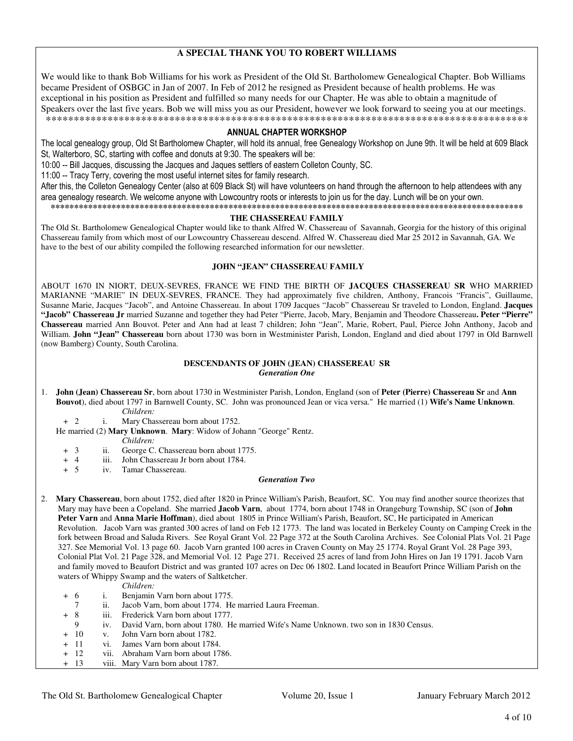## A SPECIAL THANK YOU TO ROBERT WILLIAMS

We would like to thank Bob Williams for his work as President of the Old St. Bartholomew Genealogical Chapter. Bob Williams became President of OSBGC in Jan of 2007. In Feb of 2012 he resigned as President because of health problems. He was exceptional in his position as President and fulfilled so many needs for our Chapter. He was able to obtain a magnitude of Speakers over the last five years. Bob we will miss you as our President, however we look forward to seeing you at our meetings.

*************************************************************************************************

## ANNUAL CHAPTER WORKSHOP

The local genealogy group, Old St Bartholomew Chapter, will hold its annual, free Genealogy Workshop on June 9th. It will be held at 609 Black St, Walterboro, SC, starting with coffee and donuts at 9:30. The speakers will be:

10:00 -- Bill Jacques, discussing the Jacques and Jaques settlers of eastern Colleton County, SC.

11:00 -- Tracy Terry, covering the most useful internet sites for family research.

After this, the Colleton Genealogy Center (also at 609 Black St) will have volunteers on hand through the afternoon to help attendees with any area genealogy research. We welcome anyone with Lowcountry roots or interests to join us for the day. Lunch will be on your own.

*************************************************************************************************

## THE CHASSEREAU FAMILY

The Old St. Bartholomew Genealogical Chapter would like to thank Alfred W. Chassereau of Savannah, Georgia for the history of this original Chassereau family from which most of our Lowcountry Chassereau descend. Alfred W. Chassereau died Mar 25 2012 in Savannah, GA. We have to the best of our ability compiled the following researched information for our newsletter.

### JOHN "JEAN" CHASSEREAU FAMILY

ABOUT 1670 IN NIORT, DEUX-SEVRES, FRANCE WE FIND THE BIRTH OF **JACQUES CHASSEREAU SR** WHO MARRIED MARIANNE "MARIE" IN DEUX-SEVRES, FRANCE. They had approximately five children, Anthony, Francois "Francis", Guillaume, Susanne Marie, Jacques "Jacob", and Antoine Chassereau. In about 1709 Jacques "Jacob" Chassereau Sr traveled to London, England. **Jacques "Jacob" Chassereau Jr** married Suzanne and together they had Peter "Pierre, Jacob, Mary, Benjamin and Theodore Chassereau**. Peter "Pierre" Chassereau** married Ann Bouvot. Peter and Ann had at least 7 children; John "Jean", Marie, Robert, Paul, Pierce John Anthony, Jacob and William. **John "Jean" Chassereau** born about 1730 was born in Westminister Parish, London, England and died about 1797 in Old Barnwell (now Bamberg) County, South Carolina.

### DESCENDANTS OF JOHN (JEAN) CHASSEREAU SR

*Generation One*

1. **John (Jean) Chassereau Sr**, born about 1730 in Westminister Parish, London, England (son of **Peter (Pierre) Chassereau Sr** and **Ann Bouvot**), died about 1797 in Barnwell County, SC. John was pronounced Jean or vica versa." He married (1) **Wife's Name Unknown**.

   *Children:*

   + 2 i. Mary Chassereau born about 1752.

   He married (2) **Mary Unknown**. **Mary**: Widow of Johann "George" Rentz.

   *Children:*

   + 3 ii. George C. Chassereau born about 1775.
   + 4 iii. John Chassereau Jr born about 1784.
   + 5 iv. Tamar Chassereau.

*Generation Two*

2. **Mary Chassereau**, born about 1752, died after 1820 in Prince William's Parish, Beaufort, SC. You may find another source theorizes that Mary may have been a Copeland. She married **Jacob Varn**, about 1774, born about 1748 in Orangeburg Township, SC (son of **John Peter Varn** and **Anna Marie Hoffman**), died about 1805 in Prince William's Parish, Beaufort, SC, He participated in American Revolution. Jacob Varn was granted 300 acres of land on Feb 12 1773. The land was located in Berkeley County on Camping Creek in the fork between Broad and Saluda Rivers. See Royal Grant Vol. 22 Page 372 at the South Carolina Archives. See Colonial Plats Vol. 21 Page 327. See Memorial Vol. 13 page 60. Jacob Varn granted 100 acres in Craven County on May 25 1774. Royal Grant Vol. 28 Page 393, Colonial Plat Vol. 21 Page 328, and Memorial Vol. 12 Page 271. Received 25 acres of land from John Hires on Jan 19 1791. Jacob Varn and family moved to Beaufort District and was granted 107 acres on Dec 06 1802. Land located in Beaufort Prince William Parish on the waters of Whippy Swamp and the waters of Saltketcher.

   *Children:*

   + 6 i. Benjamin Varn born about 1775.
   7 ii. Jacob Varn, born about 1774. He married Laura Freeman.
   + 8 iii. Frederick Varn born about 1777.
   9 iv. David Varn, born about 1780. He married Wife's Name Unknown. two son in 1830 Census.
   + 10 v. John Varn born about 1782.
   + 11 vi. James Varn born about 1784.
   + 12 vii. Abraham Varn born about 1786.
   + 13 viii. Mary Varn born about 1787.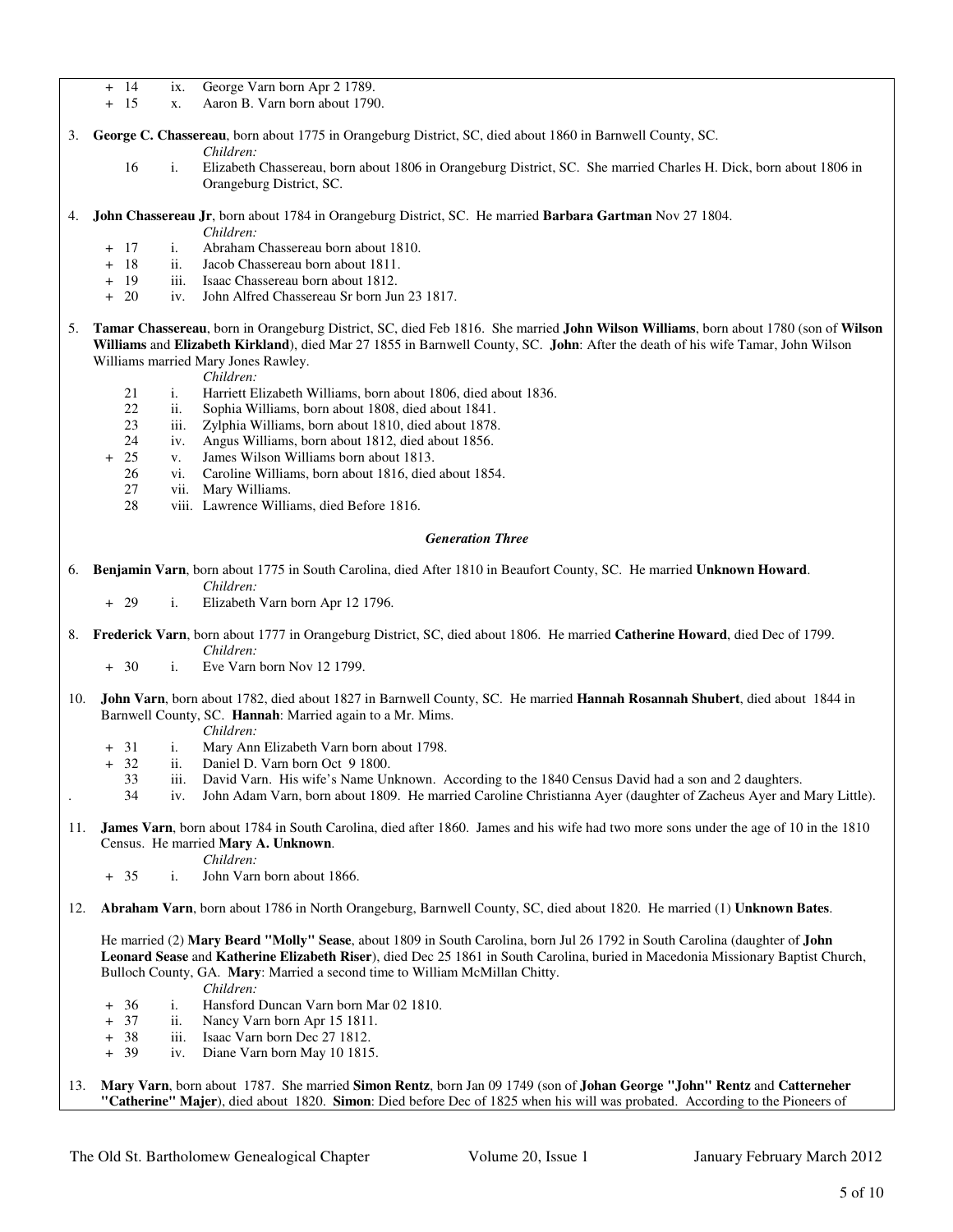+ 14 ix. George Varn born Apr 2 1789.
+ 15 x. Aaron B. Varn born about 1790.

3. **George C. Chassereau**, born about 1775 in Orangeburg District, SC, died about 1860 in Barnwell County, SC.

   *Children:*

   16 i. Elizabeth Chassereau, born about 1806 in Orangeburg District, SC. She married Charles H. Dick, born about 1806 in Orangeburg District, SC.

4. **John Chassereau Jr**, born about 1784 in Orangeburg District, SC. He married **Barbara Gartman** Nov 27 1804.

   *Children:*

   + 17 i. Abraham Chassereau born about 1810.
   + 18 ii. Jacob Chassereau born about 1811.
   + 19 iii. Isaac Chassereau born about 1812.
   + 20 iv. John Alfred Chassereau Sr born Jun 23 1817.

5. **Tamar Chassereau**, born in Orangeburg District, SC, died Feb 1816. She married **John Wilson Williams**, born about 1780 (son of **Wilson Williams** and **Elizabeth Kirkland**), died Mar 27 1855 in Barnwell County, SC. **John**: After the death of his wife Tamar, John Wilson Williams married Mary Jones Rawley.

   *Children:*

   21 i. Harriett Elizabeth Williams, born about 1806, died about 1836.
   22 ii. Sophia Williams, born about 1808, died about 1841.
   23 iii. Zylphia Williams, born about 1810, died about 1878.
   24 iv. Angus Williams, born about 1812, died about 1856.
   + 25 v. James Wilson Williams born about 1813.
   26 vi. Caroline Williams, born about 1816, died about 1854.
   27 vii. Mary Williams.
   28 viii. Lawrence Williams, died Before 1816.

### *Generation Three*

6. **Benjamin Varn**, born about 1775 in South Carolina, died After 1810 in Beaufort County, SC. He married **Unknown Howard**.

   *Children:*

   + 29 i. Elizabeth Varn born Apr 12 1796.

8. **Frederick Varn**, born about 1777 in Orangeburg District, SC, died about 1806. He married **Catherine Howard**, died Dec of 1799.

   *Children:*

   + 30 i. Eve Varn born Nov 12 1799.

10. **John Varn**, born about 1782, died about 1827 in Barnwell County, SC. He married **Hannah Rosannah Shubert**, died about 1844 in Barnwell County, SC. **Hannah**: Married again to a Mr. Mims.

   *Children:*

   + 31 i. Mary Ann Elizabeth Varn born about 1798.
   + 32 ii. Daniel D. Varn born Oct 9 1800.
   33 iii. David Varn. His wife's Name Unknown. According to the 1840 Census David had a son and 2 daughters.
   34 iv. John Adam Varn, born about 1809. He married Caroline Christianna Ayer (daughter of Zacheus Ayer and Mary Little).

11. **James Varn**, born about 1784 in South Carolina, died after 1860. James and his wife had two more sons under the age of 10 in the 1810 Census. He married **Mary A. Unknown**.

   *Children:*

   + 35 i. John Varn born about 1866.

12. **Abraham Varn**, born about 1786 in North Orangeburg, Barnwell County, SC, died about 1820. He married (1) **Unknown Bates**.

   He married (2) **Mary Beard "Molly" Sease**, about 1809 in South Carolina, born Jul 26 1792 in South Carolina (daughter of **John Leonard Sease** and **Katherine Elizabeth Riser**), died Dec 25 1861 in South Carolina, buried in Macedonia Missionary Baptist Church, Bulloch County, GA. **Mary**: Married a second time to William McMillan Chitty.

   *Children:*

   + 36 i. Hansford Duncan Varn born Mar 02 1810.
   + 37 ii. Nancy Varn born Apr 15 1811.
   + 38 iii. Isaac Varn born Dec 27 1812.
   + 39 iv. Diane Varn born May 10 1815.

13. **Mary Varn**, born about 1787. She married **Simon Rentz**, born Jan 09 1749 (son of **Johan George "John" Rentz** and **Catterneher "Catherine" Majer**), died about 1820. **Simon**: Died before Dec of 1825 when his will was probated. According to the Pioneers of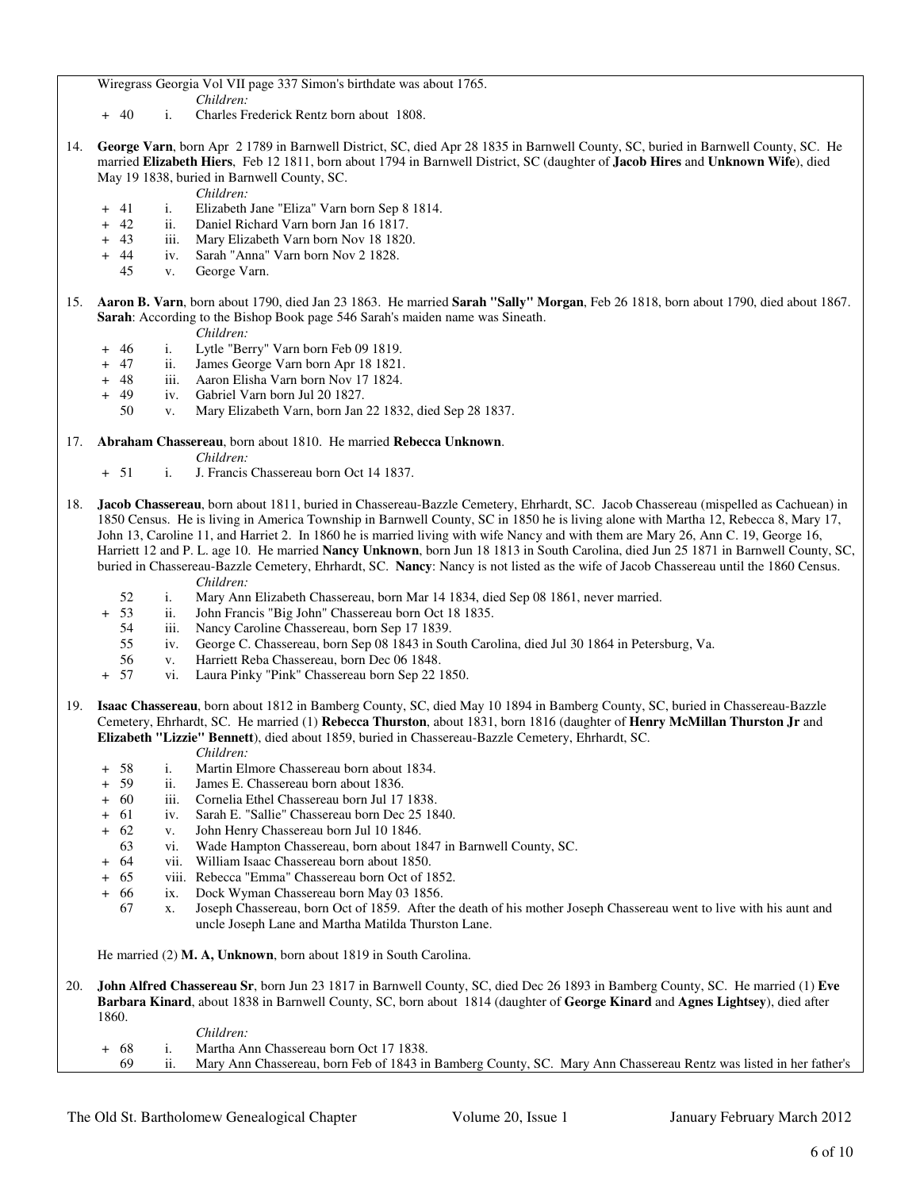Wiregrass Georgia Vol VII page 337 Simon's birthdate was about 1765.

*Children:*

- \+ 40 i. Charles Frederick Rentz born about 1808.

14. **George Varn**, born Apr 2 1789 in Barnwell District, SC, died Apr 28 1835 in Barnwell County, SC, buried in Barnwell County, SC. He married **Elizabeth Hiers**, Feb 12 1811, born about 1794 in Barnwell District, SC (daughter of **Jacob Hires** and **Unknown Wife**), died May 19 1838, buried in Barnwell County, SC.

*Children:*

- \+ 41 i. Elizabeth Jane "Eliza" Varn born Sep 8 1814.
- \+ 42 ii. Daniel Richard Varn born Jan 16 1817.
- \+ 43 iii. Mary Elizabeth Varn born Nov 18 1820.
- \+ 44 iv. Sarah "Anna" Varn born Nov 2 1828.
- 45 v. George Varn.

15. **Aaron B. Varn**, born about 1790, died Jan 23 1863. He married **Sarah "Sally" Morgan**, Feb 26 1818, born about 1790, died about 1867. **Sarah**: According to the Bishop Book page 546 Sarah's maiden name was Sineath.

*Children:*

- \+ 46 i. Lytle "Berry" Varn born Feb 09 1819.
- \+ 47 ii. James George Varn born Apr 18 1821.
- \+ 48 iii. Aaron Elisha Varn born Nov 17 1824.
- \+ 49 iv. Gabriel Varn born Jul 20 1827.
- 50 v. Mary Elizabeth Varn, born Jan 22 1832, died Sep 28 1837.

17. **Abraham Chassereau**, born about 1810. He married **Rebecca Unknown**.

*Children:*

- \+ 51 i. J. Francis Chassereau born Oct 14 1837.

18. **Jacob Chassereau**, born about 1811, buried in Chassereau-Bazzle Cemetery, Ehrhardt, SC. Jacob Chassereau (mispelled as Cachuean) in 1850 Census. He is living in America Township in Barnwell County, SC in 1850 he is living alone with Martha 12, Rebecca 8, Mary 17, John 13, Caroline 11, and Harriet 2. In 1860 he is married living with wife Nancy and with them are Mary 26, Ann C. 19, George 16, Harriett 12 and P. L. age 10. He married **Nancy Unknown**, born Jun 18 1813 in South Carolina, died Jun 25 1871 in Barnwell County, SC, buried in Chassereau-Bazzle Cemetery, Ehrhardt, SC. **Nancy**: Nancy is not listed as the wife of Jacob Chassereau until the 1860 Census.

*Children:*

- 52 i. Mary Ann Elizabeth Chassereau, born Mar 14 1834, died Sep 08 1861, never married.
- \+ 53 ii. John Francis "Big John" Chassereau born Oct 18 1835.
- 54 iii. Nancy Caroline Chassereau, born Sep 17 1839.
- 55 iv. George C. Chassereau, born Sep 08 1843 in South Carolina, died Jul 30 1864 in Petersburg, Va.
- 56 v. Harriett Reba Chassereau, born Dec 06 1848.
- \+ 57 vi. Laura Pinky "Pink" Chassereau born Sep 22 1850.

19. **Isaac Chassereau**, born about 1812 in Bamberg County, SC, died May 10 1894 in Bamberg County, SC, buried in Chassereau-Bazzle Cemetery, Ehrhardt, SC. He married (1) **Rebecca Thurston**, about 1831, born 1816 (daughter of **Henry McMillan Thurston Jr** and **Elizabeth "Lizzie" Bennett**), died about 1859, buried in Chassereau-Bazzle Cemetery, Ehrhardt, SC.

*Children:*

- \+ 58 i. Martin Elmore Chassereau born about 1834.
- \+ 59 ii. James E. Chassereau born about 1836.
- \+ 60 iii. Cornelia Ethel Chassereau born Jul 17 1838.
- \+ 61 iv. Sarah E. "Sallie" Chassereau born Dec 25 1840.
- \+ 62 v. John Henry Chassereau born Jul 10 1846.
- 63 vi. Wade Hampton Chassereau, born about 1847 in Barnwell County, SC.
- \+ 64 vii. William Isaac Chassereau born about 1850.
- \+ 65 viii. Rebecca "Emma" Chassereau born Oct of 1852.
- \+ 66 ix. Dock Wyman Chassereau born May 03 1856.
- 67 x. Joseph Chassereau, born Oct of 1859. After the death of his mother Joseph Chassereau went to live with his aunt and uncle Joseph Lane and Martha Matilda Thurston Lane.

He married (2) **M. A, Unknown**, born about 1819 in South Carolina.

20. **John Alfred Chassereau Sr**, born Jun 23 1817 in Barnwell County, SC, died Dec 26 1893 in Bamberg County, SC. He married (1) **Eve Barbara Kinard**, about 1838 in Barnwell County, SC, born about 1814 (daughter of **George Kinard** and **Agnes Lightsey**), died after 1860.

*Children:*

- \+ 68 i. Martha Ann Chassereau born Oct 17 1838.
- 69 ii. Mary Ann Chassereau, born Feb of 1843 in Bamberg County, SC. Mary Ann Chassereau Rentz was listed in her father's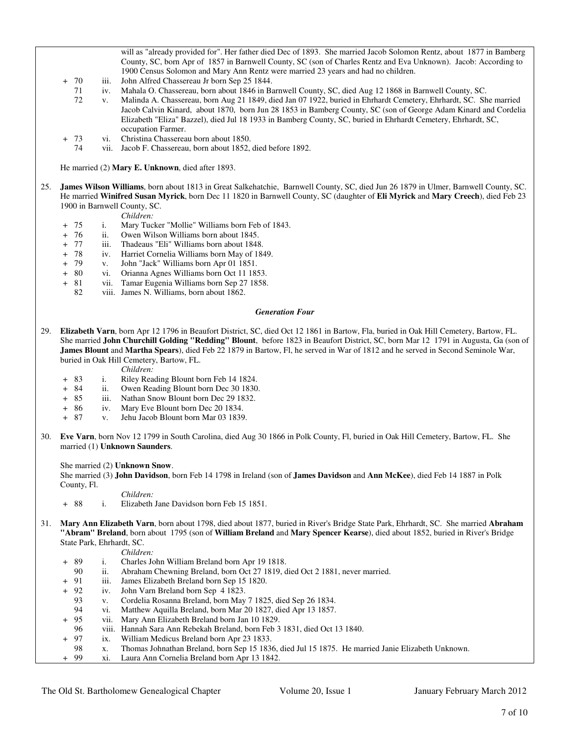will as "already provided for". Her father died Dec of 1893. She married Jacob Solomon Rentz, about 1877 in Bamberg County, SC, born Apr of 1857 in Barnwell County, SC (son of Charles Rentz and Eva Unknown). Jacob: According to 1900 Census Solomon and Mary Ann Rentz were married 23 years and had no children.

- \+ 70 iii. John Alfred Chassereau Jr born Sep 25 1844.
- 71 iv. Mahala O. Chassereau, born about 1846 in Barnwell County, SC, died Aug 12 1868 in Barnwell County, SC.
- 72 v. Malinda A. Chassereau, born Aug 21 1849, died Jan 07 1922, buried in Ehrhardt Cemetery, Ehrhardt, SC. She married Jacob Calvin Kinard, about 1870, born Jun 28 1853 in Bamberg County, SC (son of George Adam Kinard and Cordelia Elizabeth "Eliza" Bazzel), died Jul 18 1933 in Bamberg County, SC, buried in Ehrhardt Cemetery, Ehrhardt, SC, occupation Farmer.
- \+ 73 vi. Christina Chassereau born about 1850.
- 74 vii. Jacob F. Chassereau, born about 1852, died before 1892.

He married (2) **Mary E. Unknown**, died after 1893.

25. **James Wilson Williams**, born about 1813 in Great Salkehatchie, Barnwell County, SC, died Jun 26 1879 in Ulmer, Barnwell County, SC. He married **Winifred Susan Myrick**, born Dec 11 1820 in Barnwell County, SC (daughter of **Eli Myrick** and **Mary Creech**), died Feb 23 1900 in Barnwell County, SC.

*Children:*

- \+ 75 i. Mary Tucker "Mollie" Williams born Feb of 1843.
- \+ 76 ii. Owen Wilson Williams born about 1845.
- \+ 77 iii. Thadeaus "Eli" Williams born about 1848.
- \+ 78 iv. Harriet Cornelia Williams born May of 1849.
- \+ 79 v. John "Jack" Williams born Apr 01 1851.
- \+ 80 vi. Orianna Agnes Williams born Oct 11 1853.
- \+ 81 vii. Tamar Eugenia Williams born Sep 27 1858.
- 82 viii. James N. Williams, born about 1862.

### *Generation Four*

29. **Elizabeth Varn**, born Apr 12 1796 in Beaufort District, SC, died Oct 12 1861 in Bartow, Fla, buried in Oak Hill Cemetery, Bartow, FL. She married **John Churchill Golding "Redding" Blount**, before 1823 in Beaufort District, SC, born Mar 12 1791 in Augusta, Ga (son of **James Blount** and **Martha Spears**), died Feb 22 1879 in Bartow, Fl, he served in War of 1812 and he served in Second Seminole War, buried in Oak Hill Cemetery, Bartow, FL.

*Children:*

- \+ 83 i. Riley Reading Blount born Feb 14 1824.
- \+ 84 ii. Owen Reading Blount born Dec 30 1830.
- \+ 85 iii. Nathan Snow Blount born Dec 29 1832.
- \+ 86 iv. Mary Eve Blount born Dec 20 1834.
- \+ 87 v. Jehu Jacob Blount born Mar 03 1839.

30. **Eve Varn**, born Nov 12 1799 in South Carolina, died Aug 30 1866 in Polk County, Fl, buried in Oak Hill Cemetery, Bartow, FL. She married (1) **Unknown Saunders**.

She married (2) **Unknown Snow**.
She married (3) **John Davidson**, born Feb 14 1798 in Ireland (son of **James Davidson** and **Ann McKee**), died Feb 14 1887 in Polk County, Fl.

*Children:*

- \+ 88 i. Elizabeth Jane Davidson born Feb 15 1851.

31. **Mary Ann Elizabeth Varn**, born about 1798, died about 1877, buried in River's Bridge State Park, Ehrhardt, SC. She married **Abraham "Abram" Breland**, born about 1795 (son of **William Breland** and **Mary Spencer Kearse**), died about 1852, buried in River's Bridge State Park, Ehrhardt, SC.

*Children:*

- \+ 89 i. Charles John William Breland born Apr 19 1818.
- 90 ii. Abraham Chewning Breland, born Oct 27 1819, died Oct 2 1881, never married.
- \+ 91 iii. James Elizabeth Breland born Sep 15 1820.
- \+ 92 iv. John Varn Breland born Sep 4 1823.
- 93 v. Cordelia Rosanna Breland, born May 7 1825, died Sep 26 1834.
- 94 vi. Matthew Aquilla Breland, born Mar 20 1827, died Apr 13 1857.
- \+ 95 vii. Mary Ann Elizabeth Breland born Jan 10 1829.
- 96 viii. Hannah Sara Ann Rebekah Breland, born Feb 3 1831, died Oct 13 1840.
- \+ 97 ix. William Medicus Breland born Apr 23 1833.
- 98 x. Thomas Johnathan Breland, born Sep 15 1836, died Jul 15 1875. He married Janie Elizabeth Unknown.
- \+ 99 xi. Laura Ann Cornelia Breland born Apr 13 1842.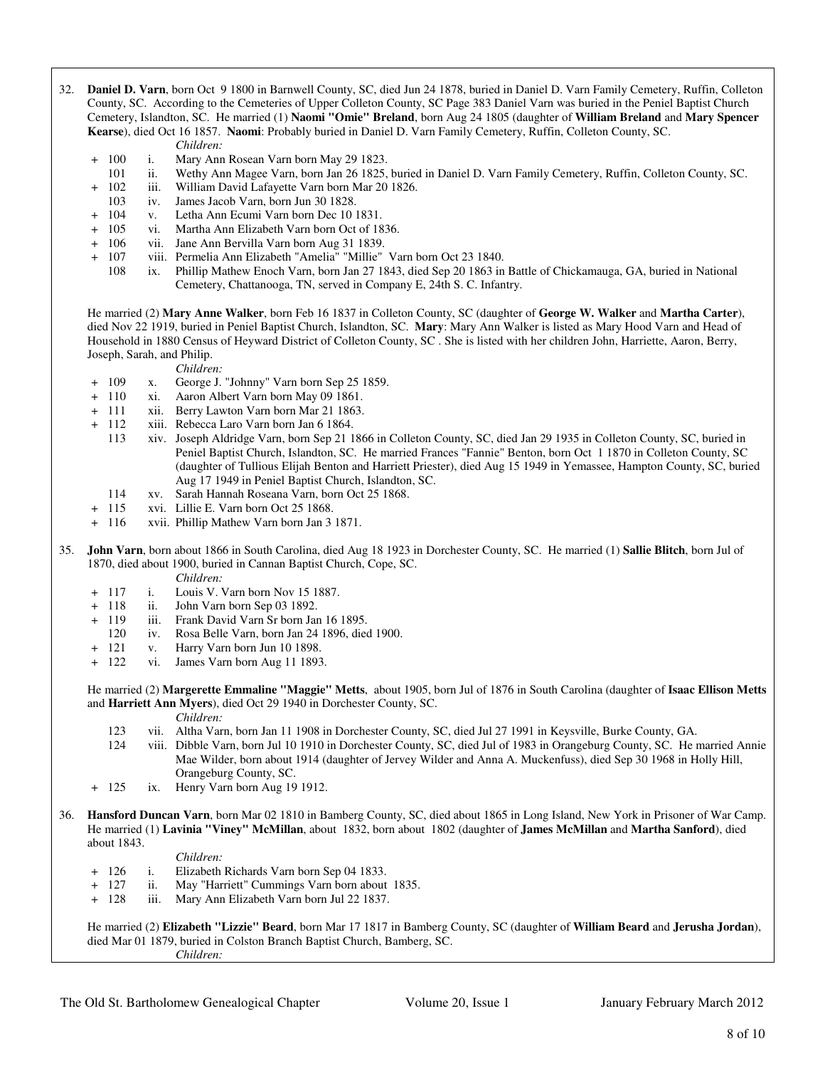32. **Daniel D. Varn**, born Oct 9 1800 in Barnwell County, SC, died Jun 24 1878, buried in Daniel D. Varn Family Cemetery, Ruffin, Colleton County, SC. According to the Cemeteries of Upper Colleton County, SC Page 383 Daniel Varn was buried in the Peniel Baptist Church Cemetery, Islandton, SC. He married (1) **Naomi "Omie" Breland**, born Aug 24 1805 (daughter of **William Breland** and **Mary Spencer Kearse**), died Oct 16 1857. **Naomi**: Probably buried in Daniel D. Varn Family Cemetery, Ruffin, Colleton County, SC.

*Children:*

- \+ 100 i. Mary Ann Rosean Varn born May 29 1823.
- 101 ii. Wethy Ann Magee Varn, born Jan 26 1825, buried in Daniel D. Varn Family Cemetery, Ruffin, Colleton County, SC.
- \+ 102 iii. William David Lafayette Varn born Mar 20 1826.
- 103 iv. James Jacob Varn, born Jun 30 1828.
- \+ 104 v. Letha Ann Ecumi Varn born Dec 10 1831.
- \+ 105 vi. Martha Ann Elizabeth Varn born Oct of 1836.
- \+ 106 vii. Jane Ann Bervilla Varn born Aug 31 1839.
- \+ 107 viii. Permelia Ann Elizabeth "Amelia" "Millie" Varn born Oct 23 1840.
- 108 ix. Phillip Mathew Enoch Varn, born Jan 27 1843, died Sep 20 1863 in Battle of Chickamauga, GA, buried in National Cemetery, Chattanooga, TN, served in Company E, 24th S. C. Infantry.

He married (2) **Mary Anne Walker**, born Feb 16 1837 in Colleton County, SC (daughter of **George W. Walker** and **Martha Carter**), died Nov 22 1919, buried in Peniel Baptist Church, Islandton, SC. **Mary**: Mary Ann Walker is listed as Mary Hood Varn and Head of Household in 1880 Census of Heyward District of Colleton County, SC . She is listed with her children John, Harriette, Aaron, Berry, Joseph, Sarah, and Philip.

*Children:*

- \+ 109 x. George J. "Johnny" Varn born Sep 25 1859.
- \+ 110 xi. Aaron Albert Varn born May 09 1861.
- \+ 111 xii. Berry Lawton Varn born Mar 21 1863.
- \+ 112 xiii. Rebecca Laro Varn born Jan 6 1864.
- 113 xiv. Joseph Aldridge Varn, born Sep 21 1866 in Colleton County, SC, died Jan 29 1935 in Colleton County, SC, buried in Peniel Baptist Church, Islandton, SC. He married Frances "Fannie" Benton, born Oct 1 1870 in Colleton County, SC (daughter of Tullious Elijah Benton and Harriett Priester), died Aug 15 1949 in Yemassee, Hampton County, SC, buried Aug 17 1949 in Peniel Baptist Church, Islandton, SC.
- 114 xv. Sarah Hannah Roseana Varn, born Oct 25 1868.
- \+ 115 xvi. Lillie E. Varn born Oct 25 1868.
- \+ 116 xvii. Phillip Mathew Varn born Jan 3 1871.

35. **John Varn**, born about 1866 in South Carolina, died Aug 18 1923 in Dorchester County, SC. He married (1) **Sallie Blitch**, born Jul of 1870, died about 1900, buried in Cannan Baptist Church, Cope, SC.

*Children:*

- \+ 117 i. Louis V. Varn born Nov 15 1887.
- \+ 118 ii. John Varn born Sep 03 1892.
- \+ 119 iii. Frank David Varn Sr born Jan 16 1895.
- 120 iv. Rosa Belle Varn, born Jan 24 1896, died 1900.
- \+ 121 v. Harry Varn born Jun 10 1898.
- \+ 122 vi. James Varn born Aug 11 1893.

He married (2) **Margerette Emmaline "Maggie" Metts**, about 1905, born Jul of 1876 in South Carolina (daughter of **Isaac Ellison Metts** and **Harriett Ann Myers**), died Oct 29 1940 in Dorchester County, SC.

*Children:*

- 123 vii. Altha Varn, born Jan 11 1908 in Dorchester County, SC, died Jul 27 1991 in Keysville, Burke County, GA.
- 124 viii. Dibble Varn, born Jul 10 1910 in Dorchester County, SC, died Jul of 1983 in Orangeburg County, SC. He married Annie Mae Wilder, born about 1914 (daughter of Jervey Wilder and Anna A. Muckenfuss), died Sep 30 1968 in Holly Hill, Orangeburg County, SC.
- \+ 125 ix. Henry Varn born Aug 19 1912.

36. **Hansford Duncan Varn**, born Mar 02 1810 in Bamberg County, SC, died about 1865 in Long Island, New York in Prisoner of War Camp. He married (1) **Lavinia "Viney" McMillan**, about 1832, born about 1802 (daughter of **James McMillan** and **Martha Sanford**), died about 1843.

*Children:*

- \+ 126 i. Elizabeth Richards Varn born Sep 04 1833.
- \+ 127 ii. May "Harriett" Cummings Varn born about 1835.
- \+ 128 iii. Mary Ann Elizabeth Varn born Jul 22 1837.

He married (2) **Elizabeth "Lizzie" Beard**, born Mar 17 1817 in Bamberg County, SC (daughter of **William Beard** and **Jerusha Jordan**), died Mar 01 1879, buried in Colston Branch Baptist Church, Bamberg, SC.

*Children:*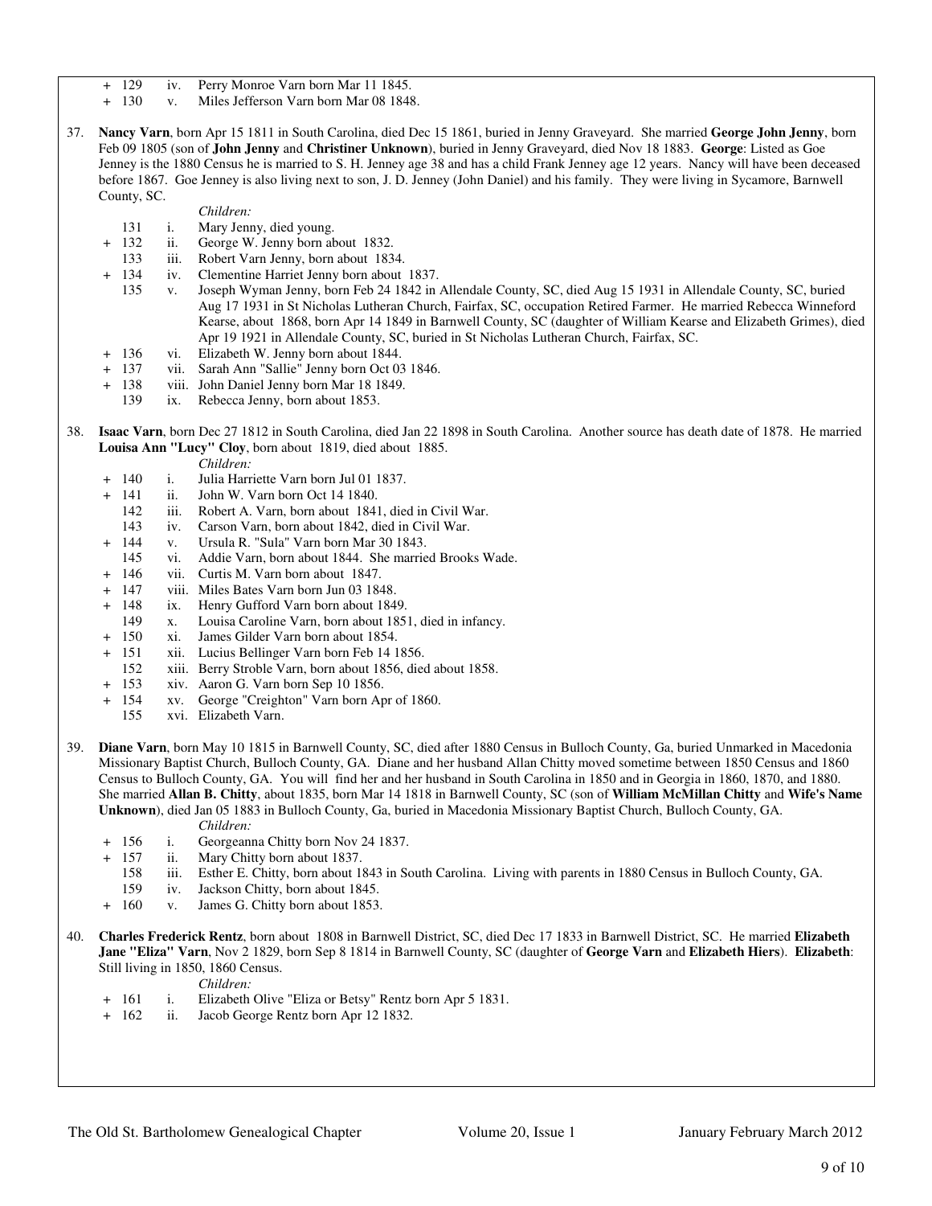+ 129 iv. Perry Monroe Varn born Mar 11 1845.
+ 130 v. Miles Jefferson Varn born Mar 08 1848.

37. **Nancy Varn**, born Apr 15 1811 in South Carolina, died Dec 15 1861, buried in Jenny Graveyard. She married **George John Jenny**, born Feb 09 1805 (son of **John Jenny** and **Christiner Unknown**), buried in Jenny Graveyard, died Nov 18 1883. **George**: Listed as Goe Jenney is the 1880 Census he is married to S. H. Jenney age 38 and has a child Frank Jenney age 12 years. Nancy will have been deceased before 1867. Goe Jenney is also living next to son, J. D. Jenney (John Daniel) and his family. They were living in Sycamore, Barnwell County, SC.

*Children:*

131 i. Mary Jenny, died young.
+ 132 ii. George W. Jenny born about 1832.
133 iii. Robert Varn Jenny, born about 1834.
+ 134 iv. Clementine Harriet Jenny born about 1837.
135 v. Joseph Wyman Jenny, born Feb 24 1842 in Allendale County, SC, died Aug 15 1931 in Allendale County, SC, buried Aug 17 1931 in St Nicholas Lutheran Church, Fairfax, SC, occupation Retired Farmer. He married Rebecca Winneford Kearse, about 1868, born Apr 14 1849 in Barnwell County, SC (daughter of William Kearse and Elizabeth Grimes), died Apr 19 1921 in Allendale County, SC, buried in St Nicholas Lutheran Church, Fairfax, SC.
+ 136 vi. Elizabeth W. Jenny born about 1844.
+ 137 vii. Sarah Ann "Sallie" Jenny born Oct 03 1846.
+ 138 viii. John Daniel Jenny born Mar 18 1849.
139 ix. Rebecca Jenny, born about 1853.

38. **Isaac Varn**, born Dec 27 1812 in South Carolina, died Jan 22 1898 in South Carolina. Another source has death date of 1878. He married **Louisa Ann "Lucy" Cloy**, born about 1819, died about 1885.

*Children:*

+ 140 i. Julia Harriette Varn born Jul 01 1837.
+ 141 ii. John W. Varn born Oct 14 1840.
142 iii. Robert A. Varn, born about 1841, died in Civil War.
143 iv. Carson Varn, born about 1842, died in Civil War.
+ 144 v. Ursula R. "Sula" Varn born Mar 30 1843.
145 vi. Addie Varn, born about 1844. She married Brooks Wade.
+ 146 vii. Curtis M. Varn born about 1847.
+ 147 viii. Miles Bates Varn born Jun 03 1848.
+ 148 ix. Henry Gufford Varn born about 1849.
149 x. Louisa Caroline Varn, born about 1851, died in infancy.
+ 150 xi. James Gilder Varn born about 1854.
+ 151 xii. Lucius Bellinger Varn born Feb 14 1856.
152 xiii. Berry Stroble Varn, born about 1856, died about 1858.
+ 153 xiv. Aaron G. Varn born Sep 10 1856.
+ 154 xv. George "Creighton" Varn born Apr of 1860.
155 xvi. Elizabeth Varn.

39. **Diane Varn**, born May 10 1815 in Barnwell County, SC, died after 1880 Census in Bulloch County, Ga, buried Unmarked in Macedonia Missionary Baptist Church, Bulloch County, GA. Diane and her husband Allan Chitty moved sometime between 1850 Census and 1860 Census to Bulloch County, GA. You will find her and her husband in South Carolina in 1850 and in Georgia in 1860, 1870, and 1880. She married **Allan B. Chitty**, about 1835, born Mar 14 1818 in Barnwell County, SC (son of **William McMillan Chitty** and **Wife's Name Unknown**), died Jan 05 1883 in Bulloch County, Ga, buried in Macedonia Missionary Baptist Church, Bulloch County, GA.

*Children:*

+ 156 i. Georgeanna Chitty born Nov 24 1837.
+ 157 ii. Mary Chitty born about 1837.
158 iii. Esther E. Chitty, born about 1843 in South Carolina. Living with parents in 1880 Census in Bulloch County, GA.
159 iv. Jackson Chitty, born about 1845.
+ 160 v. James G. Chitty born about 1853.

40. **Charles Frederick Rentz**, born about 1808 in Barnwell District, SC, died Dec 17 1833 in Barnwell District, SC. He married **Elizabeth Jane "Eliza" Varn**, Nov 2 1829, born Sep 8 1814 in Barnwell County, SC (daughter of **George Varn** and **Elizabeth Hiers**). **Elizabeth**: Still living in 1850, 1860 Census.

*Children:*

+ 161 i. Elizabeth Olive "Eliza or Betsy" Rentz born Apr 5 1831.
+ 162 ii. Jacob George Rentz born Apr 12 1832.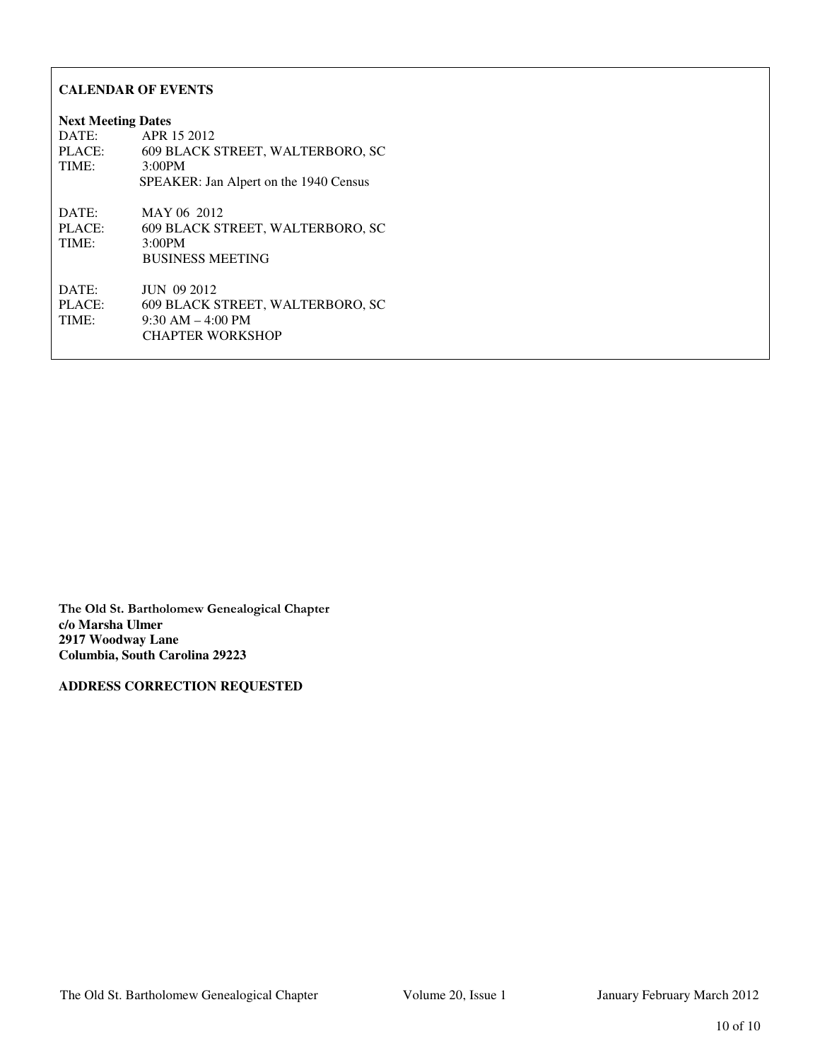**CALENDAR OF EVENTS**

**Next Meeting Dates**

DATE: APR 15 2012
PLACE: 609 BLACK STREET, WALTERBORO, SC
TIME: 3:00PM
SPEAKER: Jan Alpert on the 1940 Census

DATE: MAY 06 2012
PLACE: 609 BLACK STREET, WALTERBORO, SC
TIME: 3:00PM
BUSINESS MEETING

DATE: JUN 09 2012
PLACE: 609 BLACK STREET, WALTERBORO, SC
TIME: 9:30 AM – 4:00 PM
CHAPTER WORKSHOP

**The Old St. Bartholomew Genealogical Chapter**
**c/o Marsha Ulmer**
**2917 Woodway Lane**
**Columbia, South Carolina 29223**

**ADDRESS CORRECTION REQUESTED**